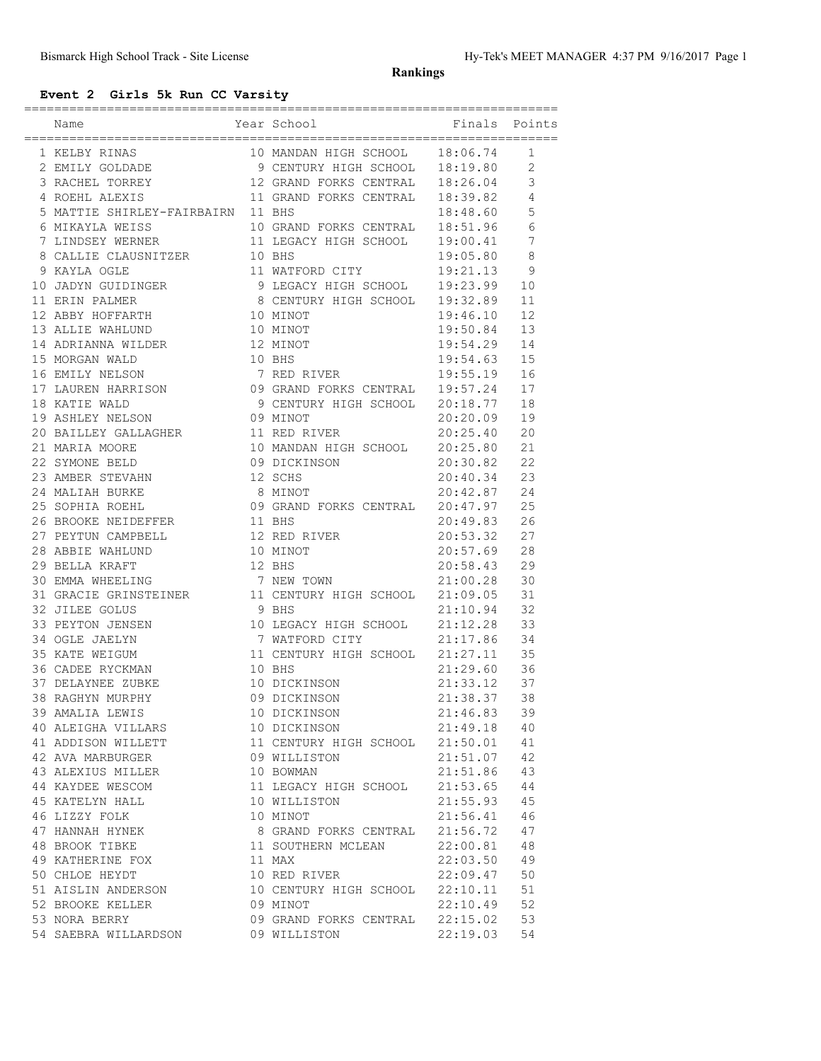# Rankings

## Event 2 Girls 5k Run CC Varsity

| | Name | Year | School | Finals | Points |
|---|---|---|---|---|---|
| 1 | KELBY RINAS | 10 | MANDAN HIGH SCHOOL | 18:06.74 | 1 |
| 2 | EMILY GOLDADE | 9 | CENTURY HIGH SCHOOL | 18:19.80 | 2 |
| 3 | RACHEL TORREY | 12 | GRAND FORKS CENTRAL | 18:26.04 | 3 |
| 4 | ROEHL ALEXIS | 11 | GRAND FORKS CENTRAL | 18:39.82 | 4 |
| 5 | MATTIE SHIRLEY-FAIRBAIRN | 11 | BHS | 18:48.60 | 5 |
| 6 | MIKAYLA WEISS | 10 | GRAND FORKS CENTRAL | 18:51.96 | 6 |
| 7 | LINDSEY WERNER | 11 | LEGACY HIGH SCHOOL | 19:00.41 | 7 |
| 8 | CALLIE CLAUSNITZER | 10 | BHS | 19:05.80 | 8 |
| 9 | KAYLA OGLE | 11 | WATFORD CITY | 19:21.13 | 9 |
| 10 | JADYN GUIDINGER | 9 | LEGACY HIGH SCHOOL | 19:23.99 | 10 |
| 11 | ERIN PALMER | 8 | CENTURY HIGH SCHOOL | 19:32.89 | 11 |
| 12 | ABBY HOFFARTH | 10 | MINOT | 19:46.10 | 12 |
| 13 | ALLIE WAHLUND | 10 | MINOT | 19:50.84 | 13 |
| 14 | ADRIANNA WILDER | 12 | MINOT | 19:54.29 | 14 |
| 15 | MORGAN WALD | 10 | BHS | 19:54.63 | 15 |
| 16 | EMILY NELSON | 7 | RED RIVER | 19:55.19 | 16 |
| 17 | LAUREN HARRISON | 09 | GRAND FORKS CENTRAL | 19:57.24 | 17 |
| 18 | KATIE WALD | 9 | CENTURY HIGH SCHOOL | 20:18.77 | 18 |
| 19 | ASHLEY NELSON | 09 | MINOT | 20:20.09 | 19 |
| 20 | BAILLEY GALLAGHER | 11 | RED RIVER | 20:25.40 | 20 |
| 21 | MARIA MOORE | 10 | MANDAN HIGH SCHOOL | 20:25.80 | 21 |
| 22 | SYMONE BELD | 09 | DICKINSON | 20:30.82 | 22 |
| 23 | AMBER STEVAHN | 12 | SCHS | 20:40.34 | 23 |
| 24 | MALIAH BURKE | 8 | MINOT | 20:42.87 | 24 |
| 25 | SOPHIA ROEHL | 09 | GRAND FORKS CENTRAL | 20:47.97 | 25 |
| 26 | BROOKE NEIDEFFER | 11 | BHS | 20:49.83 | 26 |
| 27 | PEYTUN CAMPBELL | 12 | RED RIVER | 20:53.32 | 27 |
| 28 | ABBIE WAHLUND | 10 | MINOT | 20:57.69 | 28 |
| 29 | BELLA KRAFT | 12 | BHS | 20:58.43 | 29 |
| 30 | EMMA WHEELING | 7 | NEW TOWN | 21:00.28 | 30 |
| 31 | GRACIE GRINSTEINER | 11 | CENTURY HIGH SCHOOL | 21:09.05 | 31 |
| 32 | JILEE GOLUS | 9 | BHS | 21:10.94 | 32 |
| 33 | PEYTON JENSEN | 10 | LEGACY HIGH SCHOOL | 21:12.28 | 33 |
| 34 | OGLE JAELYN | 7 | WATFORD CITY | 21:17.86 | 34 |
| 35 | KATE WEIGUM | 11 | CENTURY HIGH SCHOOL | 21:27.11 | 35 |
| 36 | CADEE RYCKMAN | 10 | BHS | 21:29.60 | 36 |
| 37 | DELAYNEE ZUBKE | 10 | DICKINSON | 21:33.12 | 37 |
| 38 | RAGHYN MURPHY | 09 | DICKINSON | 21:38.37 | 38 |
| 39 | AMALIA LEWIS | 10 | DICKINSON | 21:46.83 | 39 |
| 40 | ALEIGHA VILLARS | 10 | DICKINSON | 21:49.18 | 40 |
| 41 | ADDISON WILLETT | 11 | CENTURY HIGH SCHOOL | 21:50.01 | 41 |
| 42 | AVA MARBURGER | 09 | WILLISTON | 21:51.07 | 42 |
| 43 | ALEXIUS MILLER | 10 | BOWMAN | 21:51.86 | 43 |
| 44 | KAYDEE WESCOM | 11 | LEGACY HIGH SCHOOL | 21:53.65 | 44 |
| 45 | KATELYN HALL | 10 | WILLISTON | 21:55.93 | 45 |
| 46 | LIZZY FOLK | 10 | MINOT | 21:56.41 | 46 |
| 47 | HANNAH HYNEK | 8 | GRAND FORKS CENTRAL | 21:56.72 | 47 |
| 48 | BROOK TIBKE | 11 | SOUTHERN MCLEAN | 22:00.81 | 48 |
| 49 | KATHERINE FOX | 11 | MAX | 22:03.50 | 49 |
| 50 | CHLOE HEYDT | 10 | RED RIVER | 22:09.47 | 50 |
| 51 | AISLIN ANDERSON | 10 | CENTURY HIGH SCHOOL | 22:10.11 | 51 |
| 52 | BROOKE KELLER | 09 | MINOT | 22:10.49 | 52 |
| 53 | NORA BERRY | 09 | GRAND FORKS CENTRAL | 22:15.02 | 53 |
| 54 | SAEBRA WILLARDSON | 09 | WILLISTON | 22:19.03 | 54 |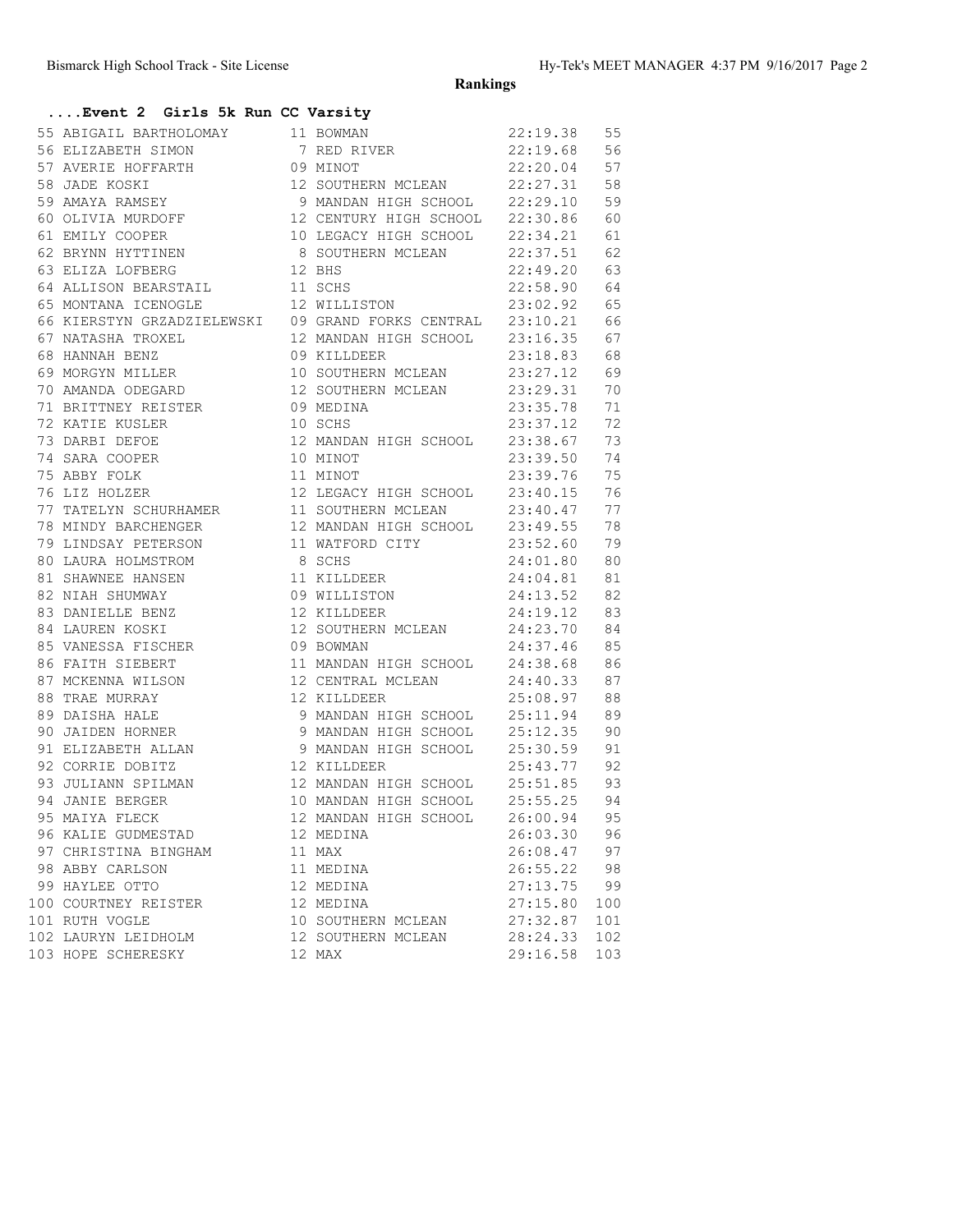## Rankings

### ....Event 2 Girls 5k Run CC Varsity

| Place | Name | Yr | School | Time | Points |
|---|---|---|---|---|---|
| 55 | ABIGAIL BARTHOLOMAY | 11 | BOWMAN | 22:19.38 | 55 |
| 56 | ELIZABETH SIMON | 7 | RED RIVER | 22:19.68 | 56 |
| 57 | AVERIE HOFFARTH | 09 | MINOT | 22:20.04 | 57 |
| 58 | JADE KOSKI | 12 | SOUTHERN MCLEAN | 22:27.31 | 58 |
| 59 | AMAYA RAMSEY | 9 | MANDAN HIGH SCHOOL | 22:29.10 | 59 |
| 60 | OLIVIA MURDOFF | 12 | CENTURY HIGH SCHOOL | 22:30.86 | 60 |
| 61 | EMILY COOPER | 10 | LEGACY HIGH SCHOOL | 22:34.21 | 61 |
| 62 | BRYNN HYTTINEN | 8 | SOUTHERN MCLEAN | 22:37.51 | 62 |
| 63 | ELIZA LOFBERG | 12 | BHS | 22:49.20 | 63 |
| 64 | ALLISON BEARSTAIL | 11 | SCHS | 22:58.90 | 64 |
| 65 | MONTANA ICENOGLE | 12 | WILLISTON | 23:02.92 | 65 |
| 66 | KIERSTYN GRZADZIELEWSKI | 09 | GRAND FORKS CENTRAL | 23:10.21 | 66 |
| 67 | NATASHA TROXEL | 12 | MANDAN HIGH SCHOOL | 23:16.35 | 67 |
| 68 | HANNAH BENZ | 09 | KILLDEER | 23:18.83 | 68 |
| 69 | MORGYN MILLER | 10 | SOUTHERN MCLEAN | 23:27.12 | 69 |
| 70 | AMANDA ODEGARD | 12 | SOUTHERN MCLEAN | 23:29.31 | 70 |
| 71 | BRITTNEY REISTER | 09 | MEDINA | 23:35.78 | 71 |
| 72 | KATIE KUSLER | 10 | SCHS | 23:37.12 | 72 |
| 73 | DARBI DEFOE | 12 | MANDAN HIGH SCHOOL | 23:38.67 | 73 |
| 74 | SARA COOPER | 10 | MINOT | 23:39.50 | 74 |
| 75 | ABBY FOLK | 11 | MINOT | 23:39.76 | 75 |
| 76 | LIZ HOLZER | 12 | LEGACY HIGH SCHOOL | 23:40.15 | 76 |
| 77 | TATELYN SCHURHAMER | 11 | SOUTHERN MCLEAN | 23:40.47 | 77 |
| 78 | MINDY BARCHENGER | 12 | MANDAN HIGH SCHOOL | 23:49.55 | 78 |
| 79 | LINDSAY PETERSON | 11 | WATFORD CITY | 23:52.60 | 79 |
| 80 | LAURA HOLMSTROM | 8 | SCHS | 24:01.80 | 80 |
| 81 | SHAWNEE HANSEN | 11 | KILLDEER | 24:04.81 | 81 |
| 82 | NIAH SHUMWAY | 09 | WILLISTON | 24:13.52 | 82 |
| 83 | DANIELLE BENZ | 12 | KILLDEER | 24:19.12 | 83 |
| 84 | LAUREN KOSKI | 12 | SOUTHERN MCLEAN | 24:23.70 | 84 |
| 85 | VANESSA FISCHER | 09 | BOWMAN | 24:37.46 | 85 |
| 86 | FAITH SIEBERT | 11 | MANDAN HIGH SCHOOL | 24:38.68 | 86 |
| 87 | MCKENNA WILSON | 12 | CENTRAL MCLEAN | 24:40.33 | 87 |
| 88 | TRAE MURRAY | 12 | KILLDEER | 25:08.97 | 88 |
| 89 | DAISHA HALE | 9 | MANDAN HIGH SCHOOL | 25:11.94 | 89 |
| 90 | JAIDEN HORNER | 9 | MANDAN HIGH SCHOOL | 25:12.35 | 90 |
| 91 | ELIZABETH ALLAN | 9 | MANDAN HIGH SCHOOL | 25:30.59 | 91 |
| 92 | CORRIE DOBITZ | 12 | KILLDEER | 25:43.77 | 92 |
| 93 | JULIANN SPILMAN | 12 | MANDAN HIGH SCHOOL | 25:51.85 | 93 |
| 94 | JANIE BERGER | 10 | MANDAN HIGH SCHOOL | 25:55.25 | 94 |
| 95 | MAIYA FLECK | 12 | MANDAN HIGH SCHOOL | 26:00.94 | 95 |
| 96 | KALIE GUDMESTAD | 12 | MEDINA | 26:03.30 | 96 |
| 97 | CHRISTINA BINGHAM | 11 | MAX | 26:08.47 | 97 |
| 98 | ABBY CARLSON | 11 | MEDINA | 26:55.22 | 98 |
| 99 | HAYLEE OTTO | 12 | MEDINA | 27:13.75 | 99 |
| 100 | COURTNEY REISTER | 12 | MEDINA | 27:15.80 | 100 |
| 101 | RUTH VOGLE | 10 | SOUTHERN MCLEAN | 27:32.87 | 101 |
| 102 | LAURYN LEIDHOLM | 12 | SOUTHERN MCLEAN | 28:24.33 | 102 |
| 103 | HOPE SCHERESKY | 12 | MAX | 29:16.58 | 103 |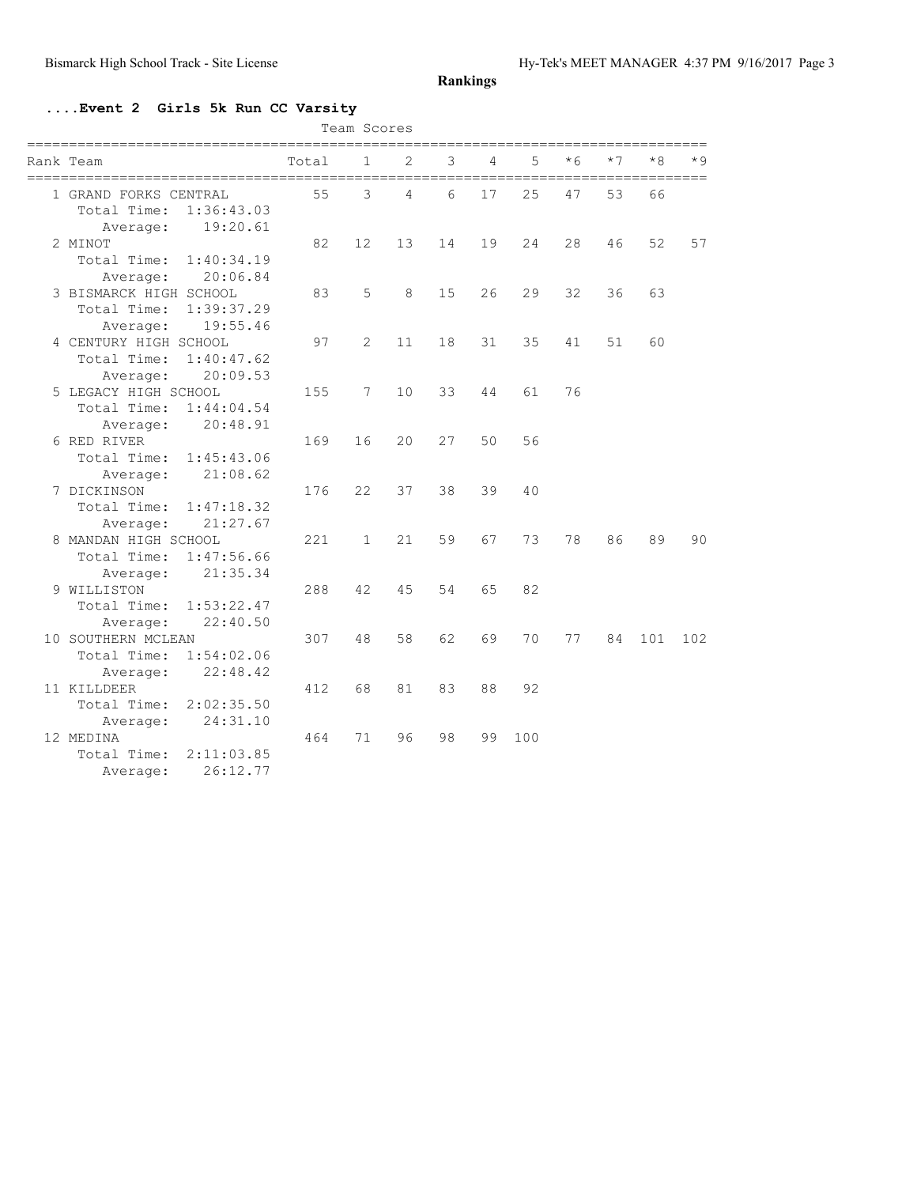**Rankings**

## ....Event 2 Girls 5k Run CC Varsity

Team Scores

| Rank | Team | Total | 1 | 2 | 3 | 4 | 5 | *6 | *7 | *8 | *9 |
|---|---|---|---|---|---|---|---|---|---|---|---|
| 1 | GRAND FORKS CENTRAL | 55 | 3 | 4 | 6 | 17 | 25 | 47 | 53 | 66 | |
| | Total Time: 1:36:43.03 | | | | | | | | | | |
| | Average: 19:20.61 | | | | | | | | | | |
| 2 | MINOT | 82 | 12 | 13 | 14 | 19 | 24 | 28 | 46 | 52 | 57 |
| | Total Time: 1:40:34.19 | | | | | | | | | | |
| | Average: 20:06.84 | | | | | | | | | | |
| 3 | BISMARCK HIGH SCHOOL | 83 | 5 | 8 | 15 | 26 | 29 | 32 | 36 | 63 | |
| | Total Time: 1:39:37.29 | | | | | | | | | | |
| | Average: 19:55.46 | | | | | | | | | | |
| 4 | CENTURY HIGH SCHOOL | 97 | 2 | 11 | 18 | 31 | 35 | 41 | 51 | 60 | |
| | Total Time: 1:40:47.62 | | | | | | | | | | |
| | Average: 20:09.53 | | | | | | | | | | |
| 5 | LEGACY HIGH SCHOOL | 155 | 7 | 10 | 33 | 44 | 61 | 76 | | | |
| | Total Time: 1:44:04.54 | | | | | | | | | | |
| | Average: 20:48.91 | | | | | | | | | | |
| 6 | RED RIVER | 169 | 16 | 20 | 27 | 50 | 56 | | | | |
| | Total Time: 1:45:43.06 | | | | | | | | | | |
| | Average: 21:08.62 | | | | | | | | | | |
| 7 | DICKINSON | 176 | 22 | 37 | 38 | 39 | 40 | | | | |
| | Total Time: 1:47:18.32 | | | | | | | | | | |
| | Average: 21:27.67 | | | | | | | | | | |
| 8 | MANDAN HIGH SCHOOL | 221 | 1 | 21 | 59 | 67 | 73 | 78 | 86 | 89 | 90 |
| | Total Time: 1:47:56.66 | | | | | | | | | | |
| | Average: 21:35.34 | | | | | | | | | | |
| 9 | WILLISTON | 288 | 42 | 45 | 54 | 65 | 82 | | | | |
| | Total Time: 1:53:22.47 | | | | | | | | | | |
| | Average: 22:40.50 | | | | | | | | | | |
| 10 | SOUTHERN MCLEAN | 307 | 48 | 58 | 62 | 69 | 70 | 77 | 84 | 101 | 102 |
| | Total Time: 1:54:02.06 | | | | | | | | | | |
| | Average: 22:48.42 | | | | | | | | | | |
| 11 | KILLDEER | 412 | 68 | 81 | 83 | 88 | 92 | | | | |
| | Total Time: 2:02:35.50 | | | | | | | | | | |
| | Average: 24:31.10 | | | | | | | | | | |
| 12 | MEDINA | 464 | 71 | 96 | 98 | 99 | 100 | | | | |
| | Total Time: 2:11:03.85 | | | | | | | | | | |
| | Average: 26:12.77 | | | | | | | | | | |